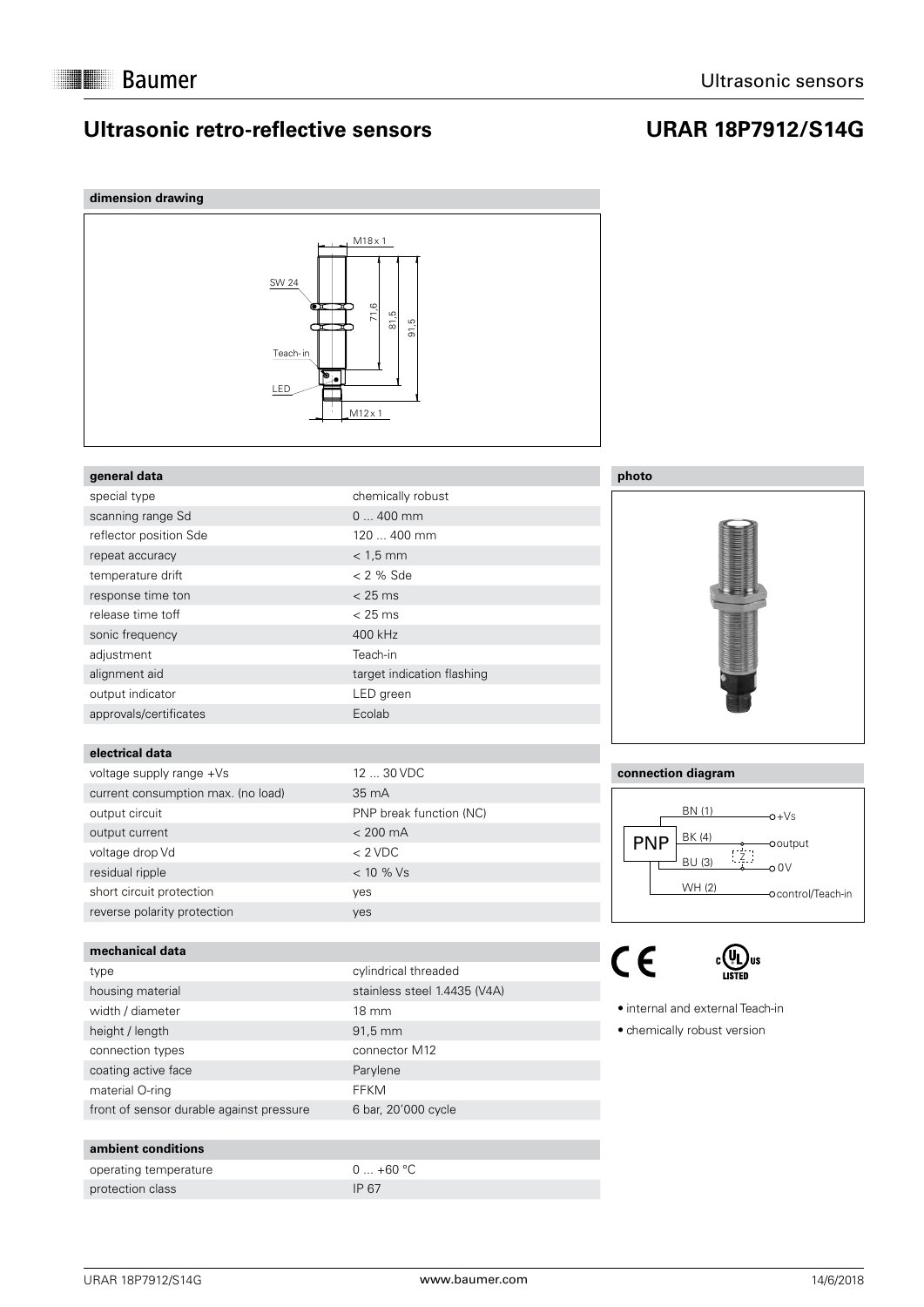# Ultrasonic retro-reflective sensors

## URAR 18P7912/S14G

### dimension drawing

M18 x 1
SW 24
Teach-in
LED
M12 x 1
71,6
81,5
91,5

### general data

| general data | |
|---|---|
| special type | chemically robust |
| scanning range Sd | 0 ... 400 mm |
| reflector position Sde | 120 ... 400 mm |
| repeat accuracy | < 1,5 mm |
| temperature drift | < 2 % Sde |
| response time ton | < 25 ms |
| release time toff | < 25 ms |
| sonic frequency | 400 kHz |
| adjustment | Teach-in |
| alignment aid | target indication flashing |
| output indicator | LED green |
| approvals/certificates | Ecolab |

### electrical data

| electrical data | |
|---|---|
| voltage supply range +Vs | 12 ... 30 VDC |
| current consumption max. (no load) | 35 mA |
| output circuit | PNP break function (NC) |
| output current | < 200 mA |
| voltage drop Vd | < 2 VDC |
| residual ripple | < 10 % Vs |
| short circuit protection | yes |
| reverse polarity protection | yes |

### mechanical data

| mechanical data | |
|---|---|
| type | cylindrical threaded |
| housing material | stainless steel 1.4435 (V4A) |
| width / diameter | 18 mm |
| height / length | 91,5 mm |
| connection types | connector M12 |
| coating active face | Parylene |
| material O-ring | FFKM |
| front of sensor durable against pressure | 6 bar, 20'000 cycle |

### ambient conditions

| ambient conditions | |
|---|---|
| operating temperature | 0 ... +60 °C |
| protection class | IP 67 |

### photo

### connection diagram

PNP
BN (1) — +Vs
BK (4) — output
BU (3) — 0V
WH (2) — control/Teach-in

- internal and external Teach-in
- chemically robust version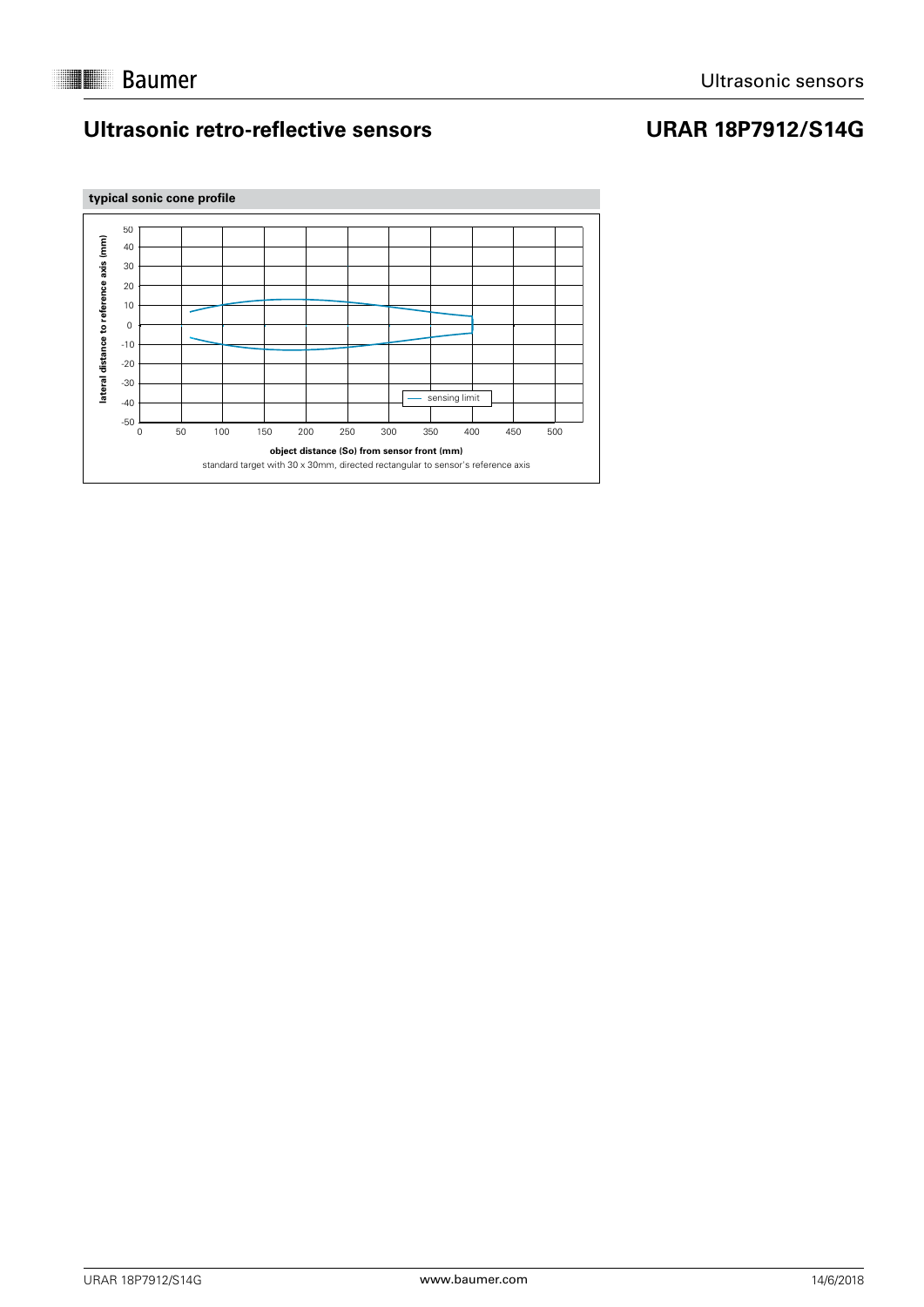# Ultrasonic retro-reflective sensors

# URAR 18P7912/S14G

**typical sonic cone profile**

lateral distance to reference axis (mm)

50
40
30
20
10
0
-10
-20
-30
-40
-50

0 50 100 150 200 250 300 350 400 450 500

sensing limit

**object distance (So) from sensor front (mm)**

standard target with 30 x 30mm, directed rectangular to sensor's reference axis